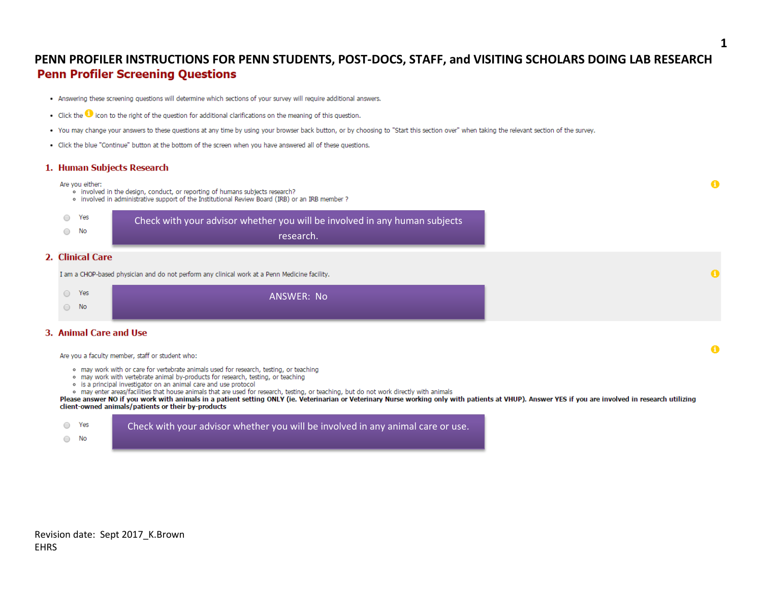# PENN PROFILER INSTRUCTIONS FOR PENN STUDENTS, POST-DOCS, STAFF, and VISITING SCHOLARS DOING LAB RESEARCH

## Penn Profiler Screening Questions

- Answering these screening questions will determine which sections of your survey will require additional answers.
- Click the ℹ icon to the right of the question for additional clarifications on the meaning of this question.
- You may change your answers to these questions at any time by using your browser back button, or by choosing to "Start this section over" when taking the relevant section of the survey.
- Click the blue "Continue" button at the bottom of the screen when you have answered all of these questions.

### 1. Human Subjects Research

Are you either:

- involved in the design, conduct, or reporting of humans subjects research?
- involved in administrative support of the Institutional Review Board (IRB) or an IRB member ?

○ Yes
○ No

Check with your advisor whether you will be involved in any human subjects research.

### 2. Clinical Care

I am a CHOP-based physician and do not perform any clinical work at a Penn Medicine facility.

○ Yes
○ No

ANSWER: No

### 3. Animal Care and Use

Are you a faculty member, staff or student who:

- may work with or care for vertebrate animals used for research, testing, or teaching
- may work with vertebrate animal by-products for research, testing, or teaching
- is a principal investigator on an animal care and use protocol
- may enter areas/facilities that house animals that are used for research, testing, or teaching, but do not work directly with animals

**Please answer NO if you work with animals in a patient setting ONLY (ie. Veterinarian or Veterinary Nurse working only with patients at VHUP). Answer YES if you are involved in research utilizing client-owned animals/patients or their by-products**

○ Yes
○ No

Check with your advisor whether you will be involved in any animal care or use.

Revision date: Sept 2017_K.Brown
EHRS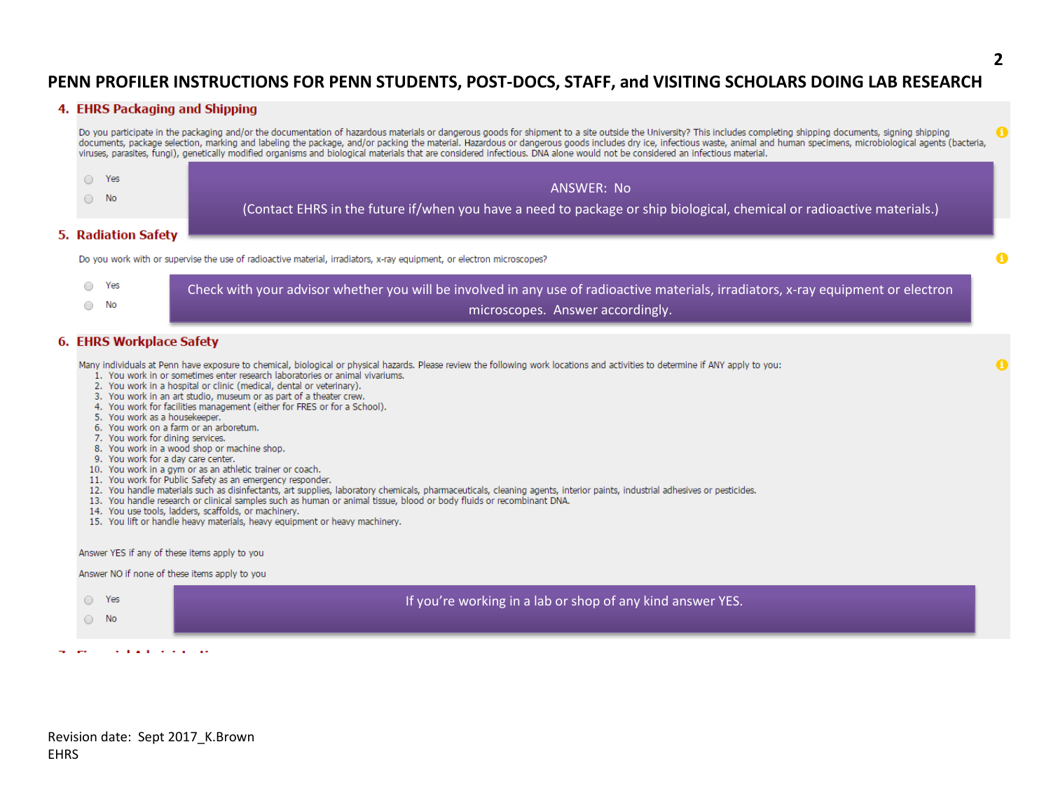# PENN PROFILER INSTRUCTIONS FOR PENN STUDENTS, POST-DOCS, STAFF, and VISITING SCHOLARS DOING LAB RESEARCH

## 4. EHRS Packaging and Shipping

Do you participate in the packaging and/or the documentation of hazardous materials or dangerous goods for shipment to a site outside the University? This includes completing shipping documents, signing shipping documents, package selection, marking and labeling the package, and/or packing the material. Hazardous or dangerous goods includes dry ice, infectious waste, animal and human specimens, microbiological agents (bacteria, viruses, parasites, fungi), genetically modified organisms and biological materials that are considered infectious. DNA alone would not be considered an infectious material.

- Yes
- No

> ANSWER: No
>
> (Contact EHRS in the future if/when you have a need to package or ship biological, chemical or radioactive materials.)

## 5. Radiation Safety

Do you work with or supervise the use of radioactive material, irradiators, x-ray equipment, or electron microscopes?

- Yes
- No

> Check with your advisor whether you will be involved in any use of radioactive materials, irradiators, x-ray equipment or electron microscopes. Answer accordingly.

## 6. EHRS Workplace Safety

Many individuals at Penn have exposure to chemical, biological or physical hazards. Please review the following work locations and activities to determine if ANY apply to you:

1. You work in or sometimes enter research laboratories or animal vivariums.
2. You work in a hospital or clinic (medical, dental or veterinary).
3. You work in an art studio, museum or as part of a theater crew.
4. You work for facilities management (either for FRES or for a School).
5. You work as a housekeeper.
6. You work on a farm or an arboretum.
7. You work for dining services.
8. You work in a wood shop or machine shop.
9. You work for a day care center.
10. You work in a gym or as an athletic trainer or coach.
11. You work for Public Safety as an emergency responder.
12. You handle materials such as disinfectants, art supplies, laboratory chemicals, pharmaceuticals, cleaning agents, interior paints, industrial adhesives or pesticides.
13. You handle research or clinical samples such as human or animal tissue, blood or body fluids or recombinant DNA.
14. You use tools, ladders, scaffolds, or machinery.
15. You lift or handle heavy materials, heavy equipment or heavy machinery.

Answer YES if any of these items apply to you

Answer NO if none of these items apply to you

- Yes
- No

> If you're working in a lab or shop of any kind answer YES.

Revision date: Sept 2017_K.Brown
EHRS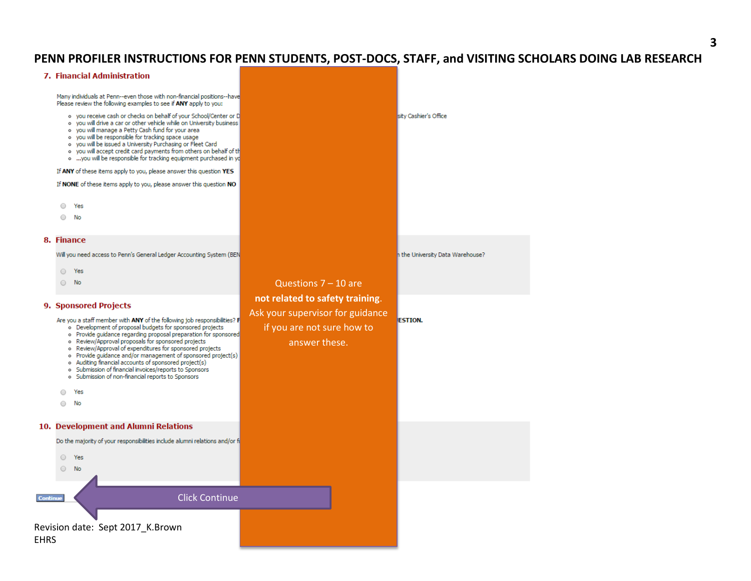# PENN PROFILER INSTRUCTIONS FOR PENN STUDENTS, POST-DOCS, STAFF, and VISITING SCHOLARS DOING LAB RESEARCH

## 7. Financial Administration

Many individuals at Penn--even those with non-financial positions--have
Please review the following examples to see if **ANY** apply to you:

- you receive cash or checks on behalf of your School/Center or D ... sity Cashier's Office
- you will drive a car or other vehicle while on University business
- you will manage a Petty Cash fund for your area
- you will be responsible for tracking space usage
- you will be issued a University Purchasing or Fleet Card
- you will accept credit card payments from others on behalf of th
- ...you will be responsible for tracking equipment purchased in yo

If **ANY** of these items apply to you, please answer this question **YES**

If **NONE** of these items apply to you, please answer this question **NO**

- Yes
- No

## 8. Finance

Will you need access to Penn's General Ledger Accounting System (BEN ... n the University Data Warehouse?

- Yes
- No

## 9. Sponsored Projects

Are you a staff member with **ANY** of the following job responsibilities? F ... **ESTION.**

- Development of proposal budgets for sponsored projects
- Provide guidance regarding proposal preparation for sponsored
- Review/Approval proposals for sponsored projects
- Review/Approval of expenditures for sponsored projects
- Provide guidance and/or management of sponsored project(s)
- Auditing financial accounts of sponsored project(s)
- Submission of financial invoices/reports to Sponsors
- Submission of non-financial reports to Sponsors

- Yes
- No

## 10. Development and Alumni Relations

Do the majority of your responsibilities include alumni relations and/or f

- Yes
- No

Questions 7 – 10 are **not related to safety training**. Ask your supervisor for guidance if you are not sure how to answer these.

Continue

Click Continue

Revision date: Sept 2017_K.Brown
EHRS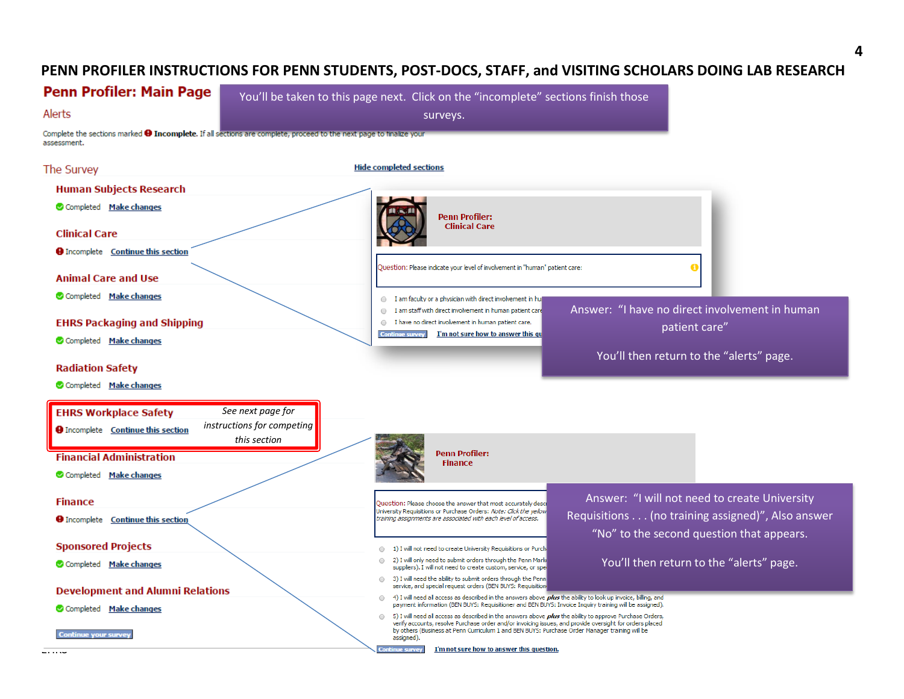# PENN PROFILER INSTRUCTIONS FOR PENN STUDENTS, POST-DOCS, STAFF, and VISITING SCHOLARS DOING LAB RESEARCH

## Penn Profiler: Main Page

You'll be taken to this page next. Click on the "incomplete" sections finish those surveys.

### Alerts

Complete the sections marked **Incomplete**. If all sections are complete, proceed to the next page to finalize your assessment.

### The Survey

Hide completed sections

**Human Subjects Research**
Completed Make changes

**Clinical Care**
Incomplete Continue this section

**Animal Care and Use**
Completed Make changes

**EHRS Packaging and Shipping**
Completed Make changes

**Radiation Safety**
Completed Make changes

**EHRS Workplace Safety**
Incomplete Continue this section

*See next page for instructions for competing this section*

**Financial Administration**
Completed Make changes

**Finance**
Incomplete Continue this section

**Sponsored Projects**
Completed Make changes

**Development and Alumni Relations**
Completed Make changes

Continue your survey

---

**Penn Profiler: Clinical Care**

Question: Please indicate your level of involvement in "human" patient care:

- I am faculty or a physician with direct involvement in hu...
- I am staff with direct involvement in human patient care...
- I have no direct involvement in human patient care.

Continue survey | I'm not sure how to answer this qu...

Answer: "I have no direct involvement in human patient care"

You'll then return to the "alerts" page.

---

**Penn Profiler: Finance**

Question: Please choose the answer that most accurately desc... University Requisitions or Purchase Orders: *Note: Click the yellow ... training assignments are associated with each level of access.*

1) I will not need to create University Requisitions or Purch...
2) I will only need to submit orders through the Penn Mark... suppliers). I will not need to create custom, service, or spe...
3) I will need the ability to submit orders through the Penn... service, and special request orders (BEN BUYS: Requisition...
4) I will need all access as described in the answers above *plus* the ability to look up invoice, billing, and payment information (BEN BUYS: Requisitioner and BEN BUYS: Invoice Inquiry training will be assigned).
5) I will need all access as described in the answers above *plus* the ability to approve Purchase Orders, verify accounts, resolve Purchase order and/or invoicing issues, and provide oversight for orders placed by others (Business at Penn Curriculum 1 and BEN BUYS: Purchase Order Manager training will be assigned).

Continue survey | I'm not sure how to answer this question.

Answer: "I will not need to create University Requisitions . . . (no training assigned)", Also answer "No" to the second question that appears.

You'll then return to the "alerts" page.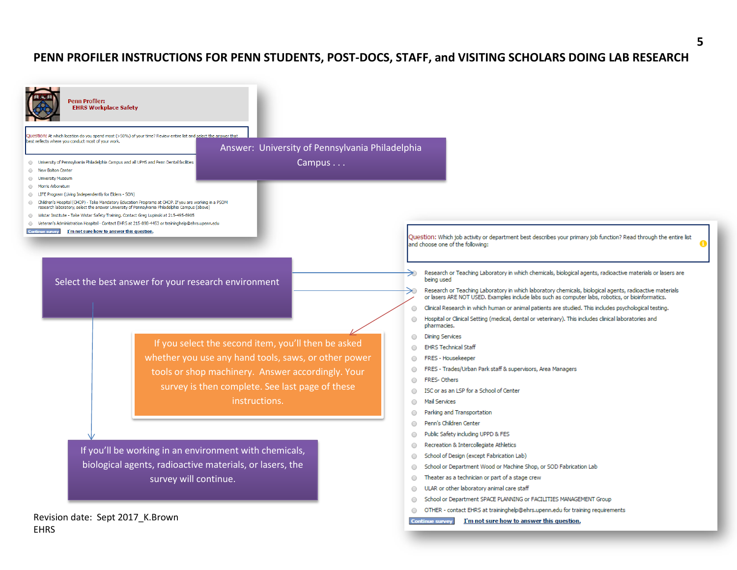# PENN PROFILER INSTRUCTIONS FOR PENN STUDENTS, POST-DOCS, STAFF, and VISITING SCHOLARS DOING LAB RESEARCH

**Penn Profiler:**
**EHRS Workplace Safety**

Question: At which location do you spend most (>50%) of your time? Review entire list and select the answer that best reflects where you conduct most of your work.

- University of Pennsylvania Philadelphia Campus and all UPHS and Penn Dental facilities
- New Bolton Center
- University Museum
- Morris Arboretum
- LIFE Program (Living Independently for Elders - SON)
- Children's Hospital (CHOP) - Take Mandatory Education Programs at CHOP. If you are working in a PSOM research laboratory, select the answer University of Pennsylvania Philadelphia Campus (above)
- Wistar Institute - Take Wistar Safety Training. Contact Greg Lupinski at 215-495-6905
- Veteran's Administration Hospital - Contact EHRS at 215-898-4453 or traininghelp@ehrs.upenn.edu

Continue survey | I'm not sure how to answer this question.

Answer: University of Pennsylvania Philadelphia Campus . . .

Select the best answer for your research environment

Question: Which job activity or department best describes your primary job function? Read through the entire list and choose one of the following:

- Research or Teaching Laboratory in which chemicals, biological agents, radioactive materials or lasers are being used
- Research or Teaching Laboratory in which laboratory chemicals, biological agents, radioactive materials or lasers ARE NOT USED. Examples include labs such as computer labs, robotics, or bioinformatics.
- Clinical Research in which human or animal patients are studied. This includes psychological testing.
- Hospital or Clinical Setting (medical, dental or veterinary). This includes clinical laboratories and pharmacies.
- Dining Services
- EHRS Technical Staff
- FRES - Housekeeper
- FRES - Trades/Urban Park staff & supervisors, Area Managers
- FRES- Others
- ISC or as an LSP for a School of Center
- Mail Services
- Parking and Transportation
- Penn's Children Center
- Public Safety including UPPD & FES
- Recreation & Intercollegiate Athletics
- School of Design (except Fabrication Lab)
- School or Department Wood or Machine Shop, or SOD Fabrication Lab
- Theater as a technician or part of a stage crew
- ULAR or other laboratory animal care staff
- School or Department SPACE PLANNING or FACILITIES MANAGEMENT Group
- OTHER - contact EHRS at traininghelp@ehrs.upenn.edu for training requirements

Continue survey | I'm not sure how to answer this question.

If you select the second item, you'll then be asked whether you use any hand tools, saws, or other power tools or shop machinery. Answer accordingly. Your survey is then complete. See last page of these instructions.

If you'll be working in an environment with chemicals, biological agents, radioactive materials, or lasers, the survey will continue.

Revision date: Sept 2017_K.Brown
EHRS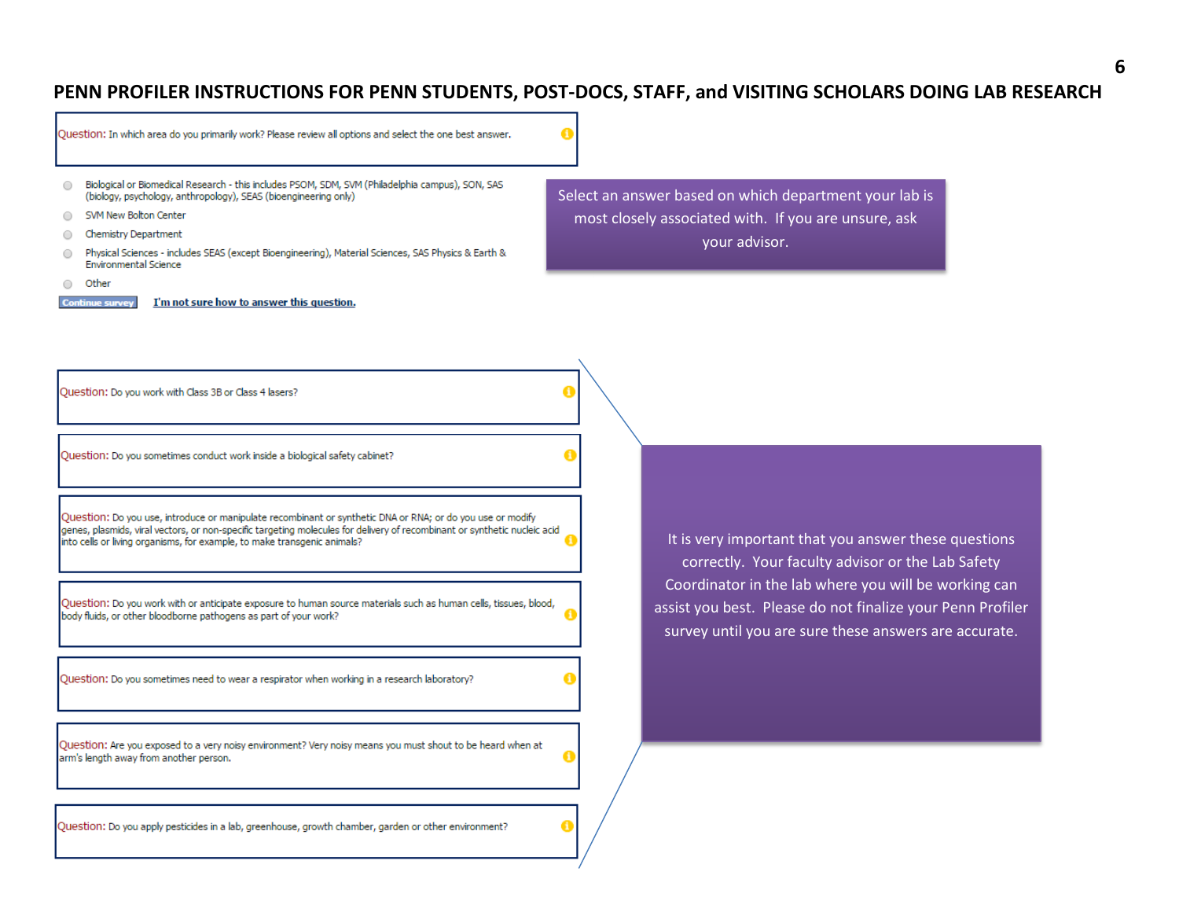## PENN PROFILER INSTRUCTIONS FOR PENN STUDENTS, POST-DOCS, STAFF, and VISITING SCHOLARS DOING LAB RESEARCH

Question: In which area do you primarily work? Please review all options and select the one best answer.

- Biological or Biomedical Research - this includes PSOM, SDM, SVM (Philadelphia campus), SON, SAS (biology, psychology, anthropology), SEAS (bioengineering only)
- SVM New Bolton Center
- Chemistry Department
- Physical Sciences - includes SEAS (except Bioengineering), Material Sciences, SAS Physics & Earth & Environmental Science
- Other

Continue survey | I'm not sure how to answer this question.

Select an answer based on which department your lab is most closely associated with. If you are unsure, ask your advisor.

Question: Do you work with Class 3B or Class 4 lasers?

Question: Do you sometimes conduct work inside a biological safety cabinet?

Question: Do you use, introduce or manipulate recombinant or synthetic DNA or RNA; or do you use or modify genes, plasmids, viral vectors, or non-specific targeting molecules for delivery of recombinant or synthetic nucleic acid into cells or living organisms, for example, to make transgenic animals?

Question: Do you work with or anticipate exposure to human source materials such as human cells, tissues, blood, body fluids, or other bloodborne pathogens as part of your work?

Question: Do you sometimes need to wear a respirator when working in a research laboratory?

Question: Are you exposed to a very noisy environment? Very noisy means you must shout to be heard when at arm's length away from another person.

Question: Do you apply pesticides in a lab, greenhouse, growth chamber, garden or other environment?

It is very important that you answer these questions correctly. Your faculty advisor or the Lab Safety Coordinator in the lab where you will be working can assist you best. Please do not finalize your Penn Profiler survey until you are sure these answers are accurate.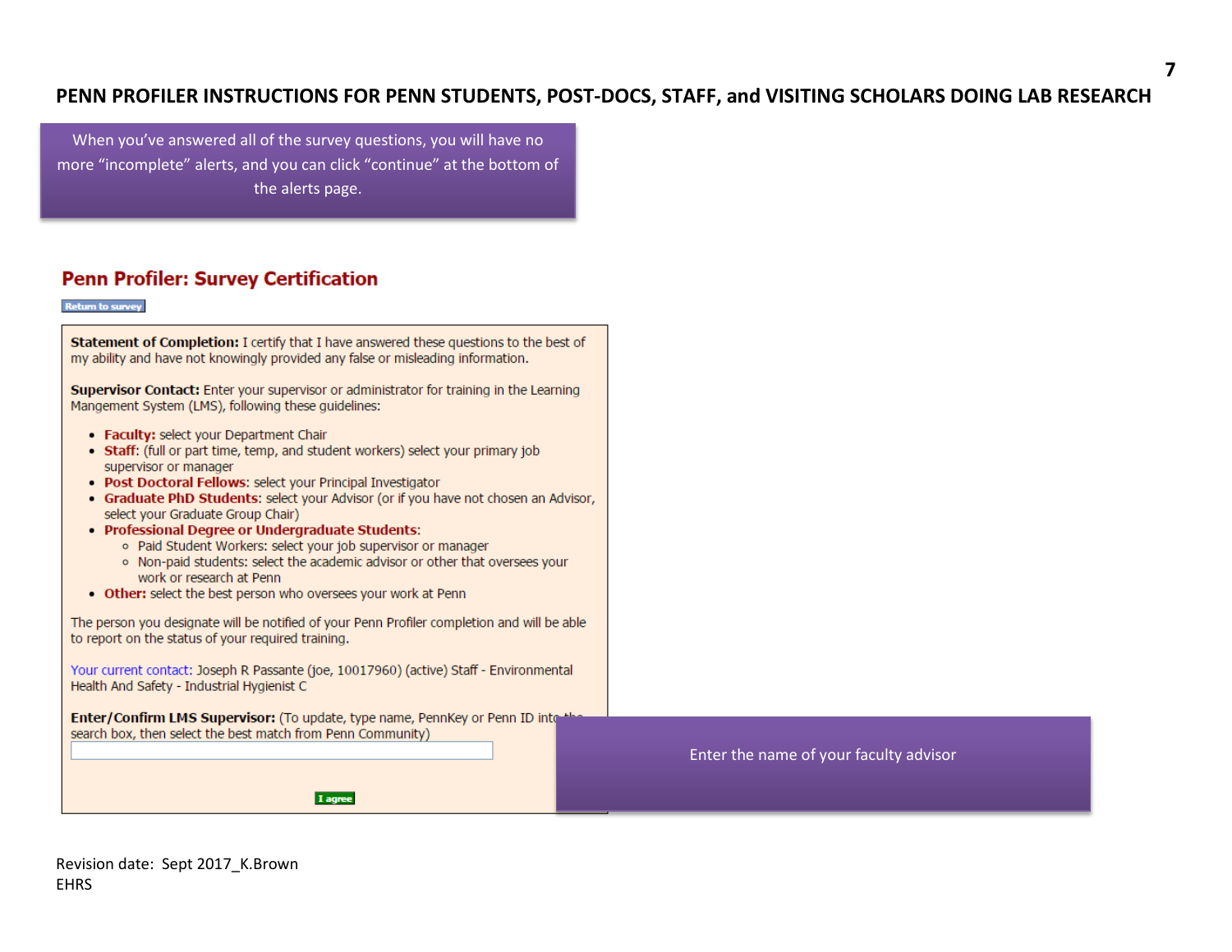**PENN PROFILER INSTRUCTIONS FOR PENN STUDENTS, POST-DOCS, STAFF, and VISITING SCHOLARS DOING LAB RESEARCH**

When you've answered all of the survey questions, you will have no more "incomplete" alerts, and you can click "continue" at the bottom of the alerts page.

## Penn Profiler: Survey Certification

Return to survey

**Statement of Completion:** I certify that I have answered these questions to the best of my ability and have not knowingly provided any false or misleading information.

**Supervisor Contact:** Enter your supervisor or administrator for training in the Learning Mangement System (LMS), following these guidelines:

- **Faculty:** select your Department Chair
- **Staff**: (full or part time, temp, and student workers) select your primary job supervisor or manager
- **Post Doctoral Fellows**: select your Principal Investigator
- **Graduate PhD Students**: select your Advisor (or if you have not chosen an Advisor, select your Graduate Group Chair)
- **Professional Degree or Undergraduate Students**:
  - Paid Student Workers: select your job supervisor or manager
  - Non-paid students: select the academic advisor or other that oversees your work or research at Penn
- **Other:** select the best person who oversees your work at Penn

The person you designate will be notified of your Penn Profiler completion and will be able to report on the status of your required training.

Your current contact: Joseph R Passante (joe, 10017960) (active) Staff - Environmental Health And Safety - Industrial Hygienist C

**Enter/Confirm LMS Supervisor:** (To update, type name, PennKey or Penn ID into the search box, then select the best match from Penn Community)

I agree

Enter the name of your faculty advisor

Revision date: Sept 2017_K.Brown
EHRS